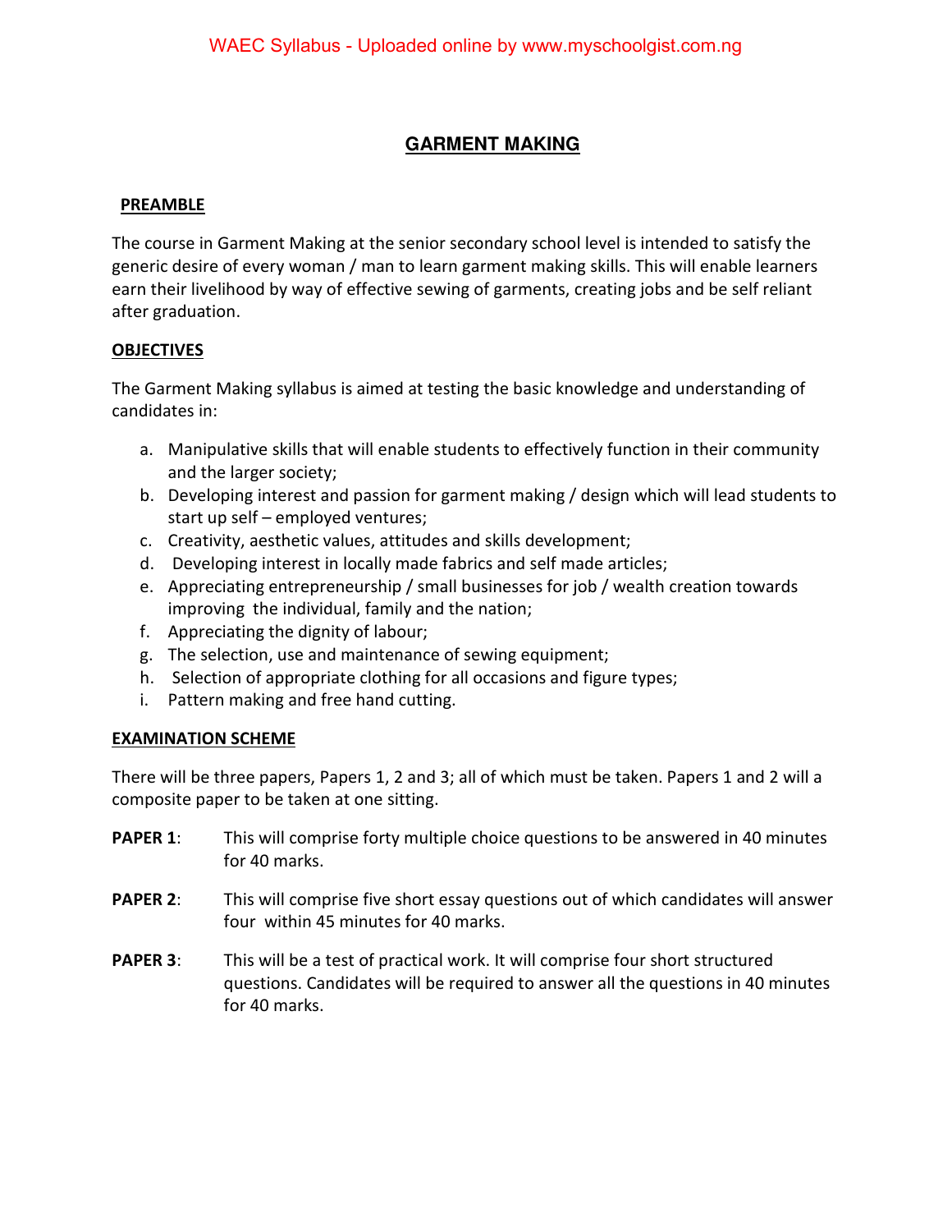# GARMENT MAKING

## PREAMBLE

The course in Garment Making at the senior secondary school level is intended to satisfy the generic desire of every woman / man to learn garment making skills. This will enable learners earn their livelihood by way of effective sewing of garments, creating jobs and be self reliant after graduation.

## OBJECTIVES

The Garment Making syllabus is aimed at testing the basic knowledge and understanding of candidates in:

a. Manipulative skills that will enable students to effectively function in their community and the larger society;
b. Developing interest and passion for garment making / design which will lead students to start up self – employed ventures;
c. Creativity, aesthetic values, attitudes and skills development;
d. Developing interest in locally made fabrics and self made articles;
e. Appreciating entrepreneurship / small businesses for job / wealth creation towards improving the individual, family and the nation;
f. Appreciating the dignity of labour;
g. The selection, use and maintenance of sewing equipment;
h. Selection of appropriate clothing for all occasions and figure types;
i. Pattern making and free hand cutting.

## EXAMINATION SCHEME

There will be three papers, Papers 1, 2 and 3; all of which must be taken. Papers 1 and 2 will a composite paper to be taken at one sitting.

**PAPER 1**: This will comprise forty multiple choice questions to be answered in 40 minutes for 40 marks.

**PAPER 2**: This will comprise five short essay questions out of which candidates will answer four within 45 minutes for 40 marks.

**PAPER 3**: This will be a test of practical work. It will comprise four short structured questions. Candidates will be required to answer all the questions in 40 minutes for 40 marks.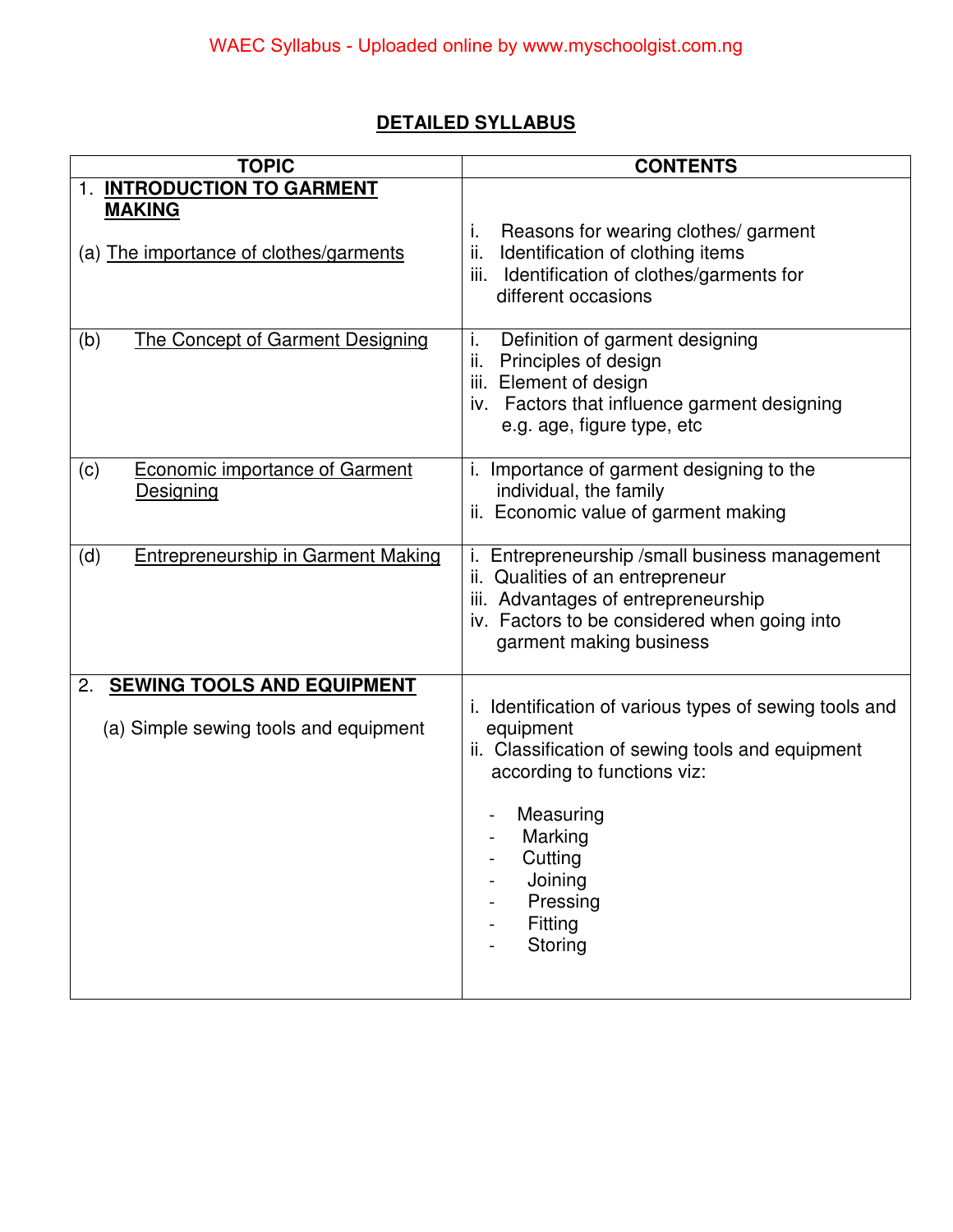## DETAILED SYLLABUS

| TOPIC | CONTENTS |
|---|---|
| 1. **INTRODUCTION TO GARMENT MAKING**<br><br>(a) The importance of clothes/garments | i. Reasons for wearing clothes/ garment<br>ii. Identification of clothing items<br>iii. Identification of clothes/garments for different occasions |
| (b) The Concept of Garment Designing | i. Definition of garment designing<br>ii. Principles of design<br>iii. Element of design<br>iv. Factors that influence garment designing e.g. age, figure type, etc |
| (c) Economic importance of Garment Designing | i. Importance of garment designing to the individual, the family<br>ii. Economic value of garment making |
| (d) Entrepreneurship in Garment Making | i. Entrepreneurship /small business management<br>ii. Qualities of an entrepreneur<br>iii. Advantages of entrepreneurship<br>iv. Factors to be considered when going into garment making business |
| 2. **SEWING TOOLS AND EQUIPMENT**<br><br>(a) Simple sewing tools and equipment | i. Identification of various types of sewing tools and equipment<br>ii. Classification of sewing tools and equipment according to functions viz:<br><br>- Measuring<br>- Marking<br>- Cutting<br>- Joining<br>- Pressing<br>- Fitting<br>- Storing |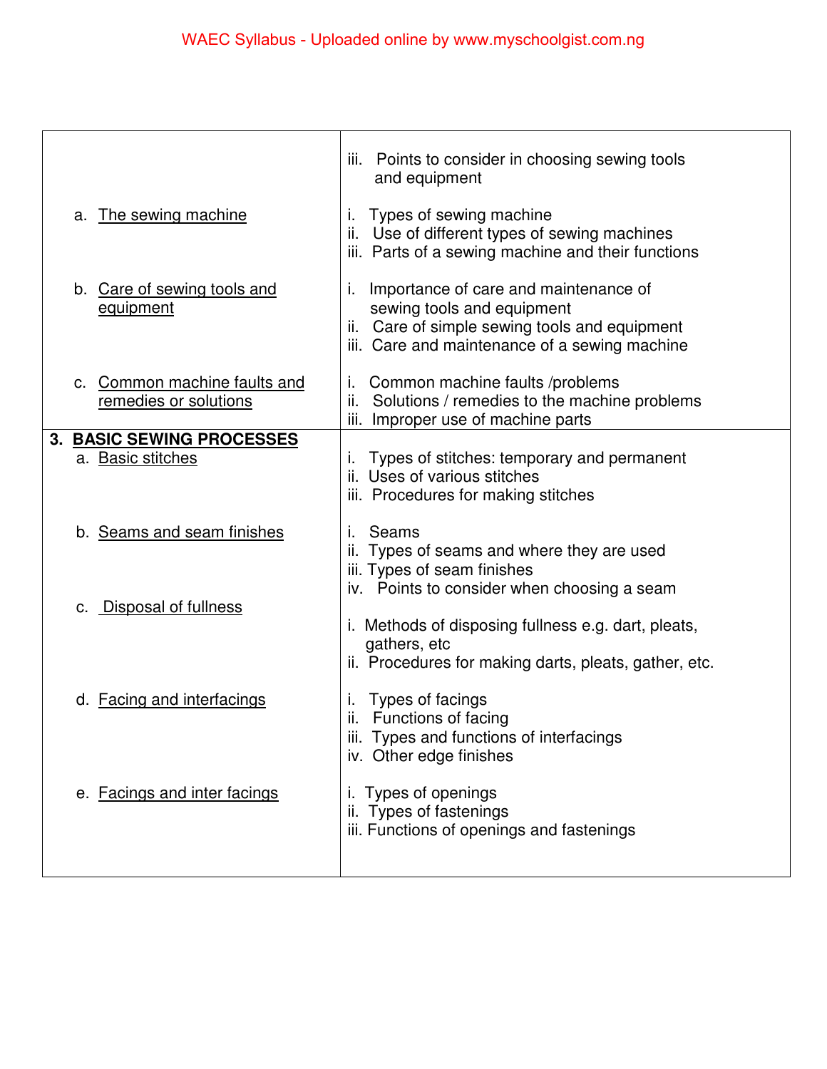| | |
|---|---|
| | iii. Points to consider in choosing sewing tools and equipment |
| a. The sewing machine | i. Types of sewing machine<br>ii. Use of different types of sewing machines<br>iii. Parts of a sewing machine and their functions |
| b. Care of sewing tools and equipment | i. Importance of care and maintenance of sewing tools and equipment<br>ii. Care of simple sewing tools and equipment<br>iii. Care and maintenance of a sewing machine |
| c. Common machine faults and remedies or solutions | i. Common machine faults /problems<br>ii. Solutions / remedies to the machine problems<br>iii. Improper use of machine parts |
| **3. BASIC SEWING PROCESSES**<br>a. Basic stitches | i. Types of stitches: temporary and permanent<br>ii. Uses of various stitches<br>iii. Procedures for making stitches |
| b. Seams and seam finishes | i. Seams<br>ii. Types of seams and where they are used<br>iii. Types of seam finishes<br>iv. Points to consider when choosing a seam |
| c. Disposal of fullness | i. Methods of disposing fullness e.g. dart, pleats, gathers, etc<br>ii. Procedures for making darts, pleats, gather, etc. |
| d. Facing and interfacings | i. Types of facings<br>ii. Functions of facing<br>iii. Types and functions of interfacings<br>iv. Other edge finishes |
| e. Facings and inter facings | i. Types of openings<br>ii. Types of fastenings<br>iii. Functions of openings and fastenings |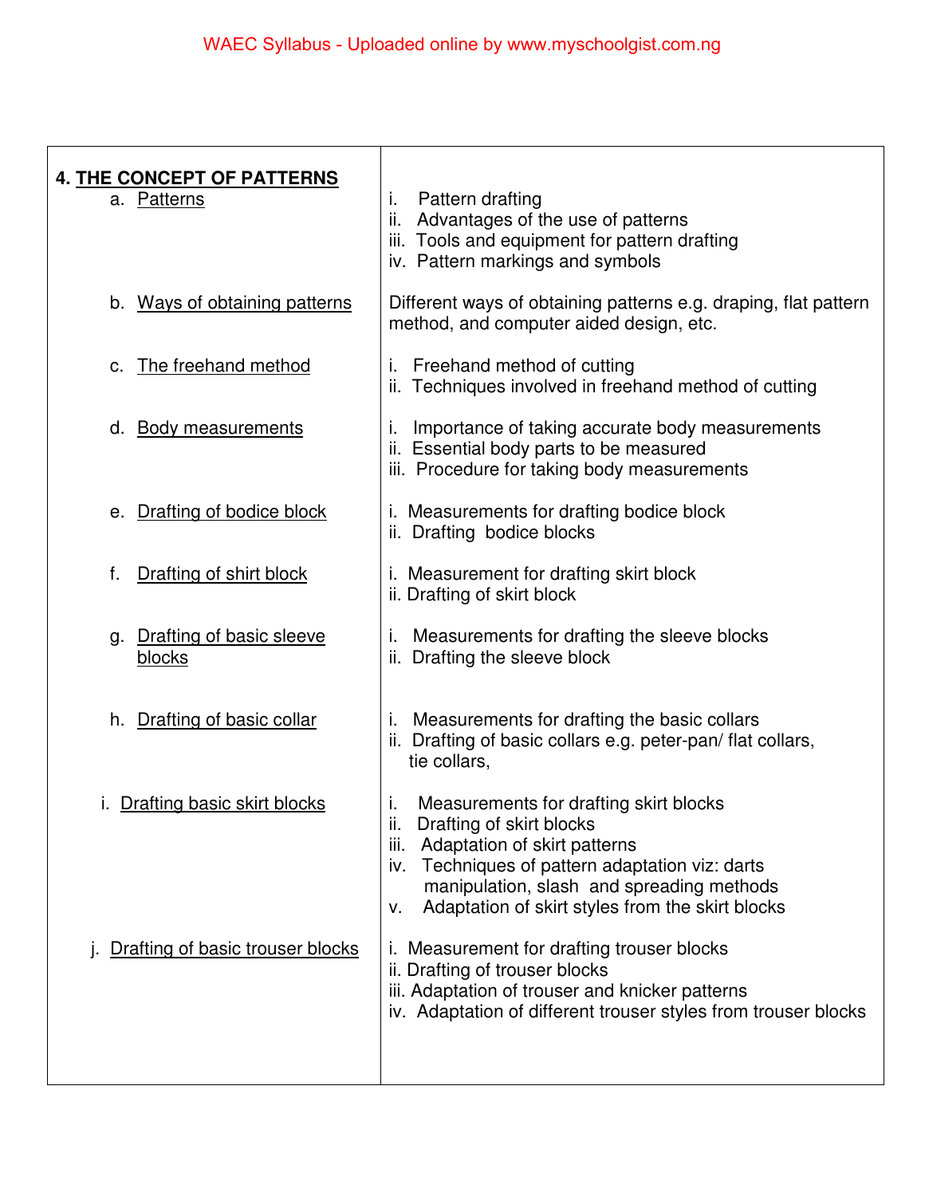| 4. **THE CONCEPT OF PATTERNS** | |
|---|---|
| a. Patterns | i. Pattern drafting<br>ii. Advantages of the use of patterns<br>iii. Tools and equipment for pattern drafting<br>iv. Pattern markings and symbols |
| b. Ways of obtaining patterns | Different ways of obtaining patterns e.g. draping, flat pattern method, and computer aided design, etc. |
| c. The freehand method | i. Freehand method of cutting<br>ii. Techniques involved in freehand method of cutting |
| d. Body measurements | i. Importance of taking accurate body measurements<br>ii. Essential body parts to be measured<br>iii. Procedure for taking body measurements |
| e. Drafting of bodice block | i. Measurements for drafting bodice block<br>ii. Drafting bodice blocks |
| f. Drafting of shirt block | i. Measurement for drafting skirt block<br>ii. Drafting of skirt block |
| g. Drafting of basic sleeve blocks | i. Measurements for drafting the sleeve blocks<br>ii. Drafting the sleeve block |
| h. Drafting of basic collar | i. Measurements for drafting the basic collars<br>ii. Drafting of basic collars e.g. peter-pan/ flat collars, tie collars, |
| i. Drafting basic skirt blocks | i. Measurements for drafting skirt blocks<br>ii. Drafting of skirt blocks<br>iii. Adaptation of skirt patterns<br>iv. Techniques of pattern adaptation viz: darts manipulation, slash and spreading methods<br>v. Adaptation of skirt styles from the skirt blocks |
| j. Drafting of basic trouser blocks | i. Measurement for drafting trouser blocks<br>ii. Drafting of trouser blocks<br>iii. Adaptation of trouser and knicker patterns<br>iv. Adaptation of different trouser styles from trouser blocks |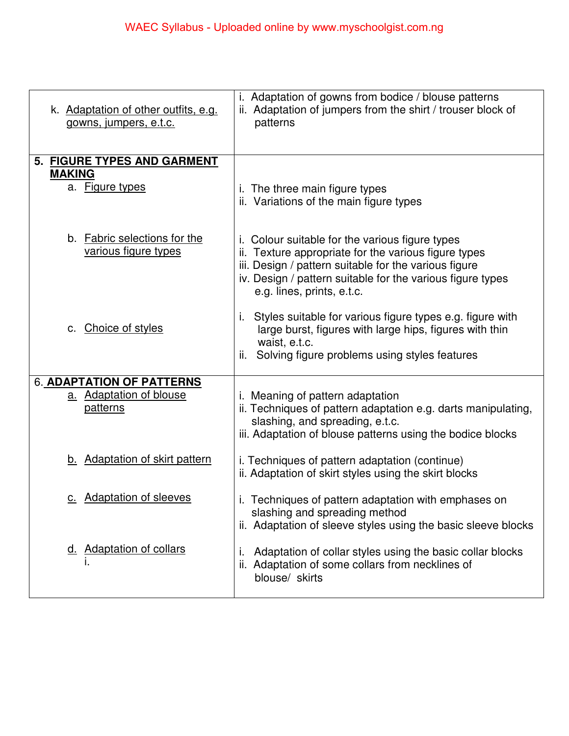| | |
|---|---|
| k. Adaptation of other outfits, e.g. gowns, jumpers, e.t.c. | i. Adaptation of gowns from bodice / blouse patterns<br>ii. Adaptation of jumpers from the shirt / trouser block of patterns |
| **5. FIGURE TYPES AND GARMENT MAKING**<br>a. Figure types | i. The three main figure types<br>ii. Variations of the main figure types |
| b. Fabric selections for the various figure types | i. Colour suitable for the various figure types<br>ii. Texture appropriate for the various figure types<br>iii. Design / pattern suitable for the various figure<br>iv. Design / pattern suitable for the various figure types e.g. lines, prints, e.t.c. |
| c. Choice of styles | i. Styles suitable for various figure types e.g. figure with large burst, figures with large hips, figures with thin waist, e.t.c.<br>ii. Solving figure problems using styles features |
| **6. ADAPTATION OF PATTERNS**<br>a. Adaptation of blouse patterns | i. Meaning of pattern adaptation<br>ii. Techniques of pattern adaptation e.g. darts manipulating, slashing, and spreading, e.t.c.<br>iii. Adaptation of blouse patterns using the bodice blocks |
| b. Adaptation of skirt pattern | i. Techniques of pattern adaptation (continue)<br>ii. Adaptation of skirt styles using the skirt blocks |
| c. Adaptation of sleeves | i. Techniques of pattern adaptation with emphases on slashing and spreading method<br>ii. Adaptation of sleeve styles using the basic sleeve blocks |
| d. Adaptation of collars<br>i. | i. Adaptation of collar styles using the basic collar blocks<br>ii. Adaptation of some collars from necklines of blouse/ skirts |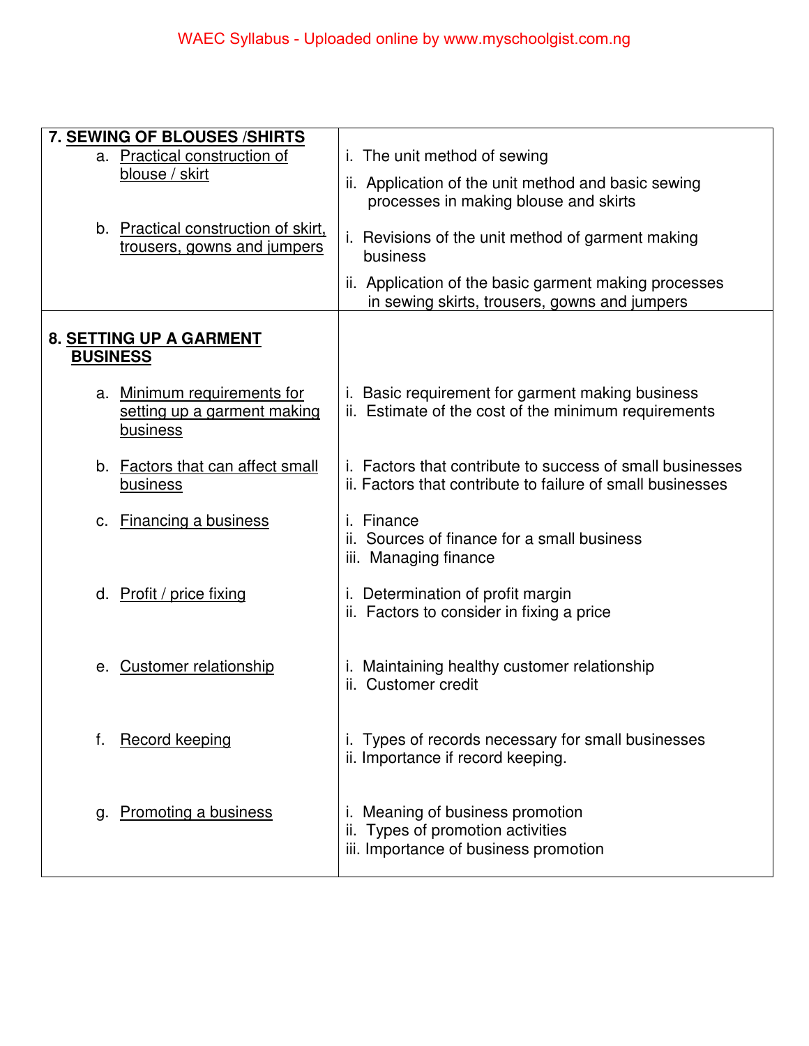| | |
|---|---|
| **7. <u>SEWING OF BLOUSES /SHIRTS</u>** | |
| a. <u>Practical construction of blouse / skirt</u> | i. The unit method of sewing<br>ii. Application of the unit method and basic sewing processes in making blouse and skirts |
| b. <u>Practical construction of skirt, trousers, gowns and jumpers</u> | i. Revisions of the unit method of garment making business<br>ii. Application of the basic garment making processes in sewing skirts, trousers, gowns and jumpers |
| **8. <u>SETTING UP A GARMENT BUSINESS</u>** | |
| a. <u>Minimum requirements for setting up a garment making business</u> | i. Basic requirement for garment making business<br>ii. Estimate of the cost of the minimum requirements |
| b. <u>Factors that can affect small business</u> | i. Factors that contribute to success of small businesses<br>ii. Factors that contribute to failure of small businesses |
| c. <u>Financing a business</u> | i. Finance<br>ii. Sources of finance for a small business<br>iii. Managing finance |
| d. <u>Profit / price fixing</u> | i. Determination of profit margin<br>ii. Factors to consider in fixing a price |
| e. <u>Customer relationship</u> | i. Maintaining healthy customer relationship<br>ii. Customer credit |
| f. <u>Record keeping</u> | i. Types of records necessary for small businesses<br>ii. Importance if record keeping. |
| g. <u>Promoting a business</u> | i. Meaning of business promotion<br>ii. Types of promotion activities<br>iii. Importance of business promotion |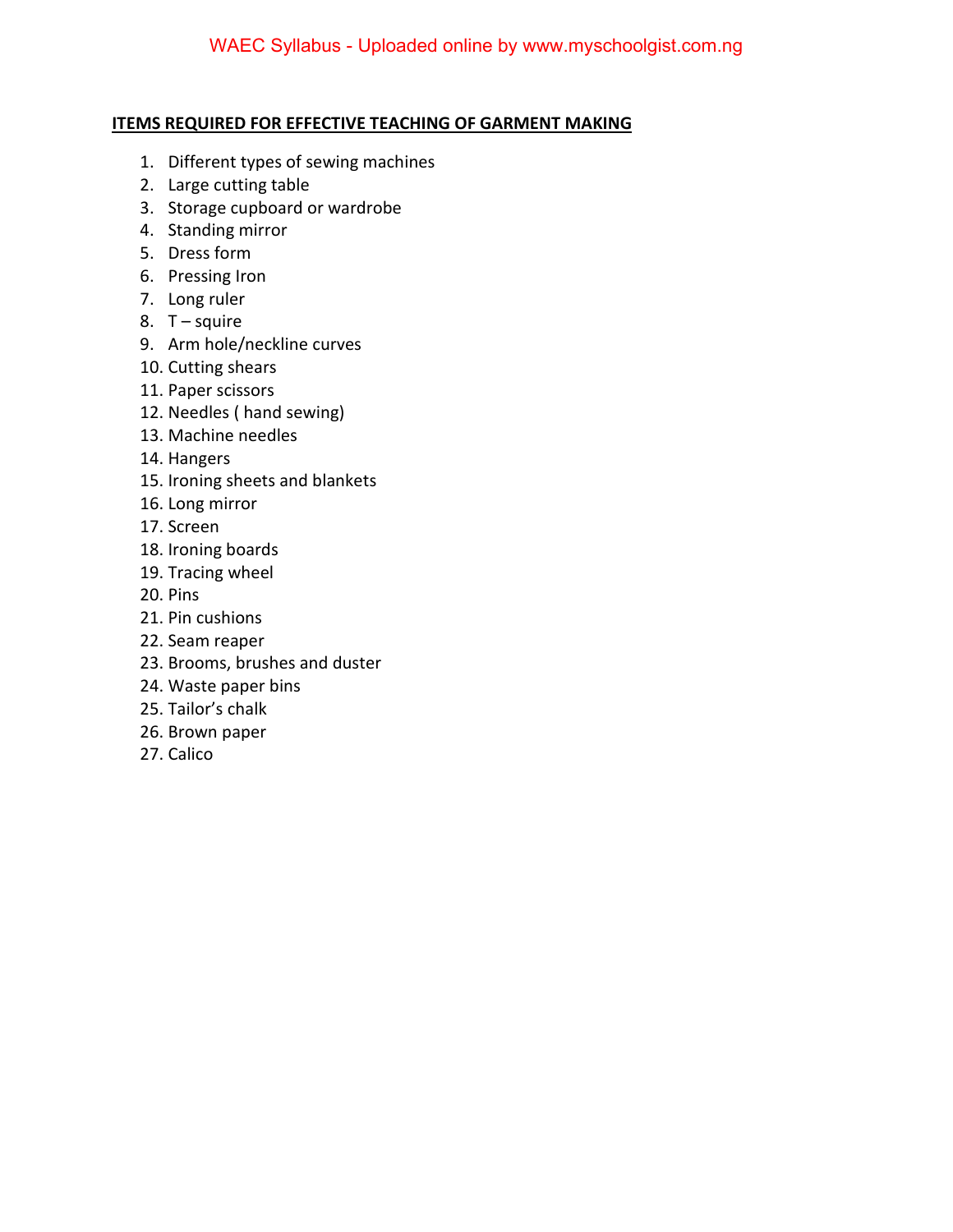**ITEMS REQUIRED FOR EFFECTIVE TEACHING OF GARMENT MAKING**

1. Different types of sewing machines
2. Large cutting table
3. Storage cupboard or wardrobe
4. Standing mirror
5. Dress form
6. Pressing Iron
7. Long ruler
8. T – squire
9. Arm hole/neckline curves
10. Cutting shears
11. Paper scissors
12. Needles ( hand sewing)
13. Machine needles
14. Hangers
15. Ironing sheets and blankets
16. Long mirror
17. Screen
18. Ironing boards
19. Tracing wheel
20. Pins
21. Pin cushions
22. Seam reaper
23. Brooms, brushes and duster
24. Waste paper bins
25. Tailor's chalk
26. Brown paper
27. Calico